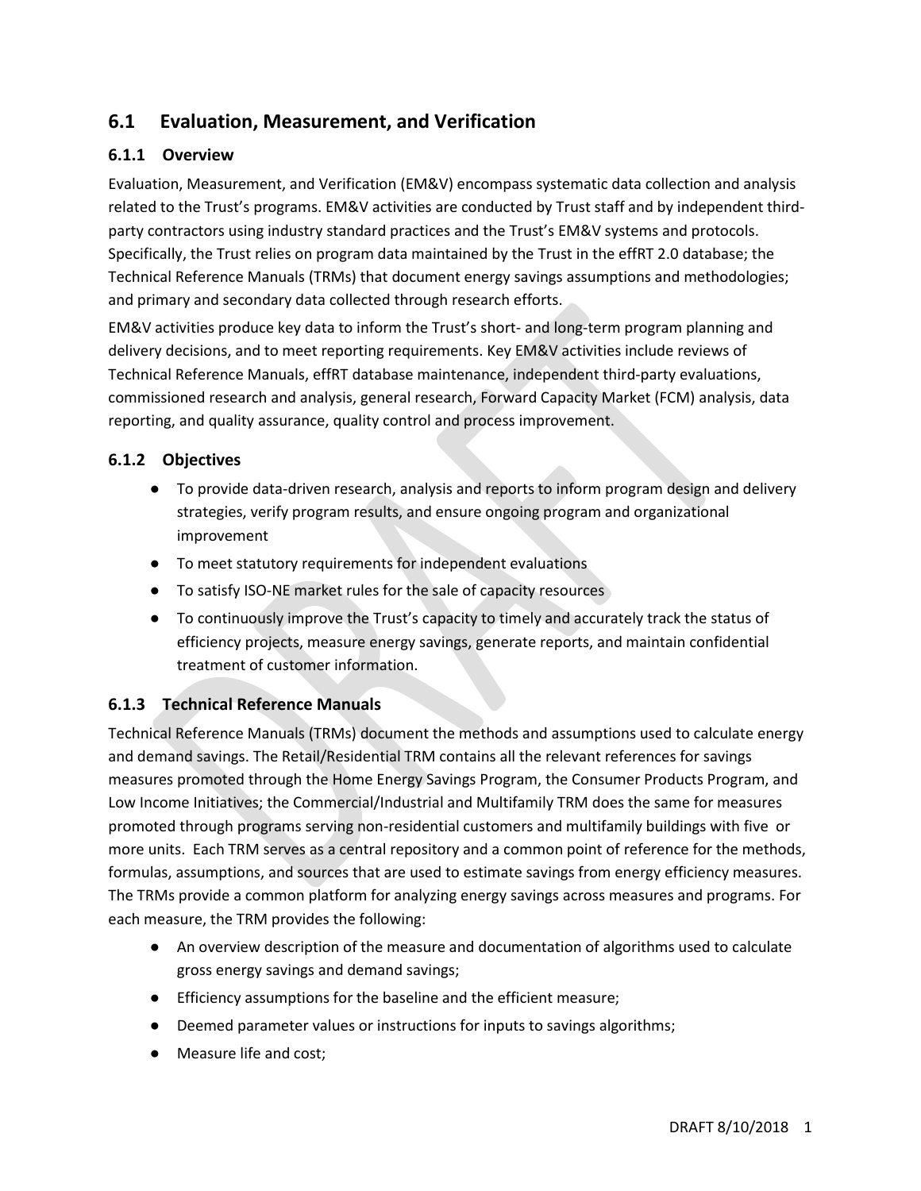## 6.1 Evaluation, Measurement, and Verification

### 6.1.1 Overview

Evaluation, Measurement, and Verification (EM&V) encompass systematic data collection and analysis related to the Trust's programs. EM&V activities are conducted by Trust staff and by independent third-party contractors using industry standard practices and the Trust's EM&V systems and protocols. Specifically, the Trust relies on program data maintained by the Trust in the effRT 2.0 database; the Technical Reference Manuals (TRMs) that document energy savings assumptions and methodologies; and primary and secondary data collected through research efforts.

EM&V activities produce key data to inform the Trust's short- and long-term program planning and delivery decisions, and to meet reporting requirements. Key EM&V activities include reviews of Technical Reference Manuals, effRT database maintenance, independent third-party evaluations, commissioned research and analysis, general research, Forward Capacity Market (FCM) analysis, data reporting, and quality assurance, quality control and process improvement.

### 6.1.2 Objectives

- To provide data-driven research, analysis and reports to inform program design and delivery strategies, verify program results, and ensure ongoing program and organizational improvement
- To meet statutory requirements for independent evaluations
- To satisfy ISO-NE market rules for the sale of capacity resources
- To continuously improve the Trust's capacity to timely and accurately track the status of efficiency projects, measure energy savings, generate reports, and maintain confidential treatment of customer information.

### 6.1.3 Technical Reference Manuals

Technical Reference Manuals (TRMs) document the methods and assumptions used to calculate energy and demand savings. The Retail/Residential TRM contains all the relevant references for savings measures promoted through the Home Energy Savings Program, the Consumer Products Program, and Low Income Initiatives; the Commercial/Industrial and Multifamily TRM does the same for measures promoted through programs serving non-residential customers and multifamily buildings with five or more units. Each TRM serves as a central repository and a common point of reference for the methods, formulas, assumptions, and sources that are used to estimate savings from energy efficiency measures. The TRMs provide a common platform for analyzing energy savings across measures and programs. For each measure, the TRM provides the following:

- An overview description of the measure and documentation of algorithms used to calculate gross energy savings and demand savings;
- Efficiency assumptions for the baseline and the efficient measure;
- Deemed parameter values or instructions for inputs to savings algorithms;
- Measure life and cost;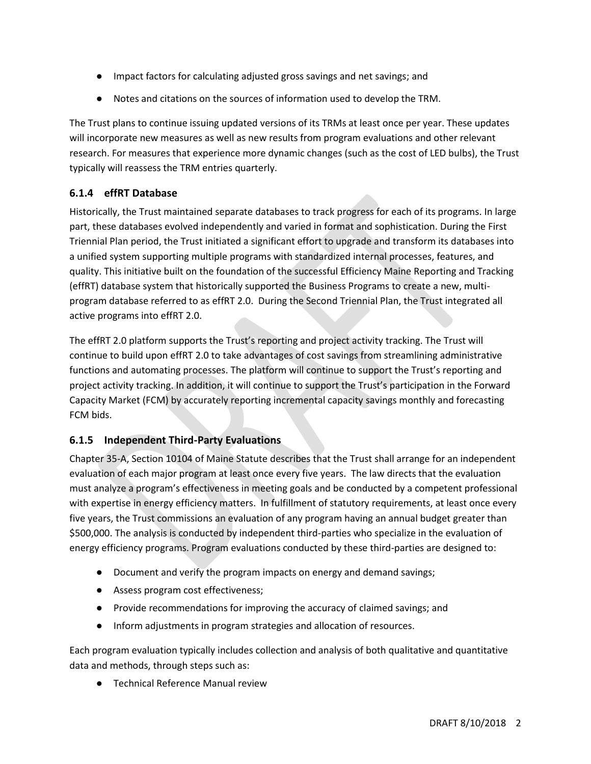- Impact factors for calculating adjusted gross savings and net savings; and
- Notes and citations on the sources of information used to develop the TRM.

The Trust plans to continue issuing updated versions of its TRMs at least once per year. These updates will incorporate new measures as well as new results from program evaluations and other relevant research. For measures that experience more dynamic changes (such as the cost of LED bulbs), the Trust typically will reassess the TRM entries quarterly.

### 6.1.4 effRT Database

Historically, the Trust maintained separate databases to track progress for each of its programs. In large part, these databases evolved independently and varied in format and sophistication. During the First Triennial Plan period, the Trust initiated a significant effort to upgrade and transform its databases into a unified system supporting multiple programs with standardized internal processes, features, and quality. This initiative built on the foundation of the successful Efficiency Maine Reporting and Tracking (effRT) database system that historically supported the Business Programs to create a new, multi-program database referred to as effRT 2.0. During the Second Triennial Plan, the Trust integrated all active programs into effRT 2.0.

The effRT 2.0 platform supports the Trust's reporting and project activity tracking. The Trust will continue to build upon effRT 2.0 to take advantages of cost savings from streamlining administrative functions and automating processes. The platform will continue to support the Trust's reporting and project activity tracking. In addition, it will continue to support the Trust's participation in the Forward Capacity Market (FCM) by accurately reporting incremental capacity savings monthly and forecasting FCM bids.

### 6.1.5 Independent Third-Party Evaluations

Chapter 35-A, Section 10104 of Maine Statute describes that the Trust shall arrange for an independent evaluation of each major program at least once every five years. The law directs that the evaluation must analyze a program's effectiveness in meeting goals and be conducted by a competent professional with expertise in energy efficiency matters. In fulfillment of statutory requirements, at least once every five years, the Trust commissions an evaluation of any program having an annual budget greater than \$500,000. The analysis is conducted by independent third-parties who specialize in the evaluation of energy efficiency programs. Program evaluations conducted by these third-parties are designed to:

- Document and verify the program impacts on energy and demand savings;
- Assess program cost effectiveness;
- Provide recommendations for improving the accuracy of claimed savings; and
- Inform adjustments in program strategies and allocation of resources.

Each program evaluation typically includes collection and analysis of both qualitative and quantitative data and methods, through steps such as:

- Technical Reference Manual review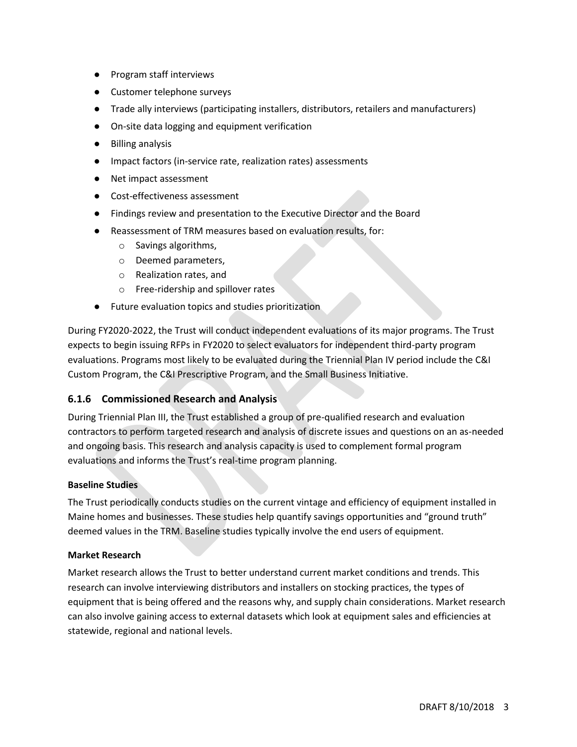- Program staff interviews
- Customer telephone surveys
- Trade ally interviews (participating installers, distributors, retailers and manufacturers)
- On-site data logging and equipment verification
- Billing analysis
- Impact factors (in-service rate, realization rates) assessments
- Net impact assessment
- Cost-effectiveness assessment
- Findings review and presentation to the Executive Director and the Board
- Reassessment of TRM measures based on evaluation results, for:
  - Savings algorithms,
  - Deemed parameters,
  - Realization rates, and
  - Free-ridership and spillover rates
- Future evaluation topics and studies prioritization

During FY2020-2022, the Trust will conduct independent evaluations of its major programs. The Trust expects to begin issuing RFPs in FY2020 to select evaluators for independent third-party program evaluations. Programs most likely to be evaluated during the Triennial Plan IV period include the C&I Custom Program, the C&I Prescriptive Program, and the Small Business Initiative.

### 6.1.6 Commissioned Research and Analysis

During Triennial Plan III, the Trust established a group of pre-qualified research and evaluation contractors to perform targeted research and analysis of discrete issues and questions on an as-needed and ongoing basis. This research and analysis capacity is used to complement formal program evaluations and informs the Trust's real-time program planning.

**Baseline Studies**

The Trust periodically conducts studies on the current vintage and efficiency of equipment installed in Maine homes and businesses. These studies help quantify savings opportunities and "ground truth" deemed values in the TRM. Baseline studies typically involve the end users of equipment.

**Market Research**

Market research allows the Trust to better understand current market conditions and trends. This research can involve interviewing distributors and installers on stocking practices, the types of equipment that is being offered and the reasons why, and supply chain considerations. Market research can also involve gaining access to external datasets which look at equipment sales and efficiencies at statewide, regional and national levels.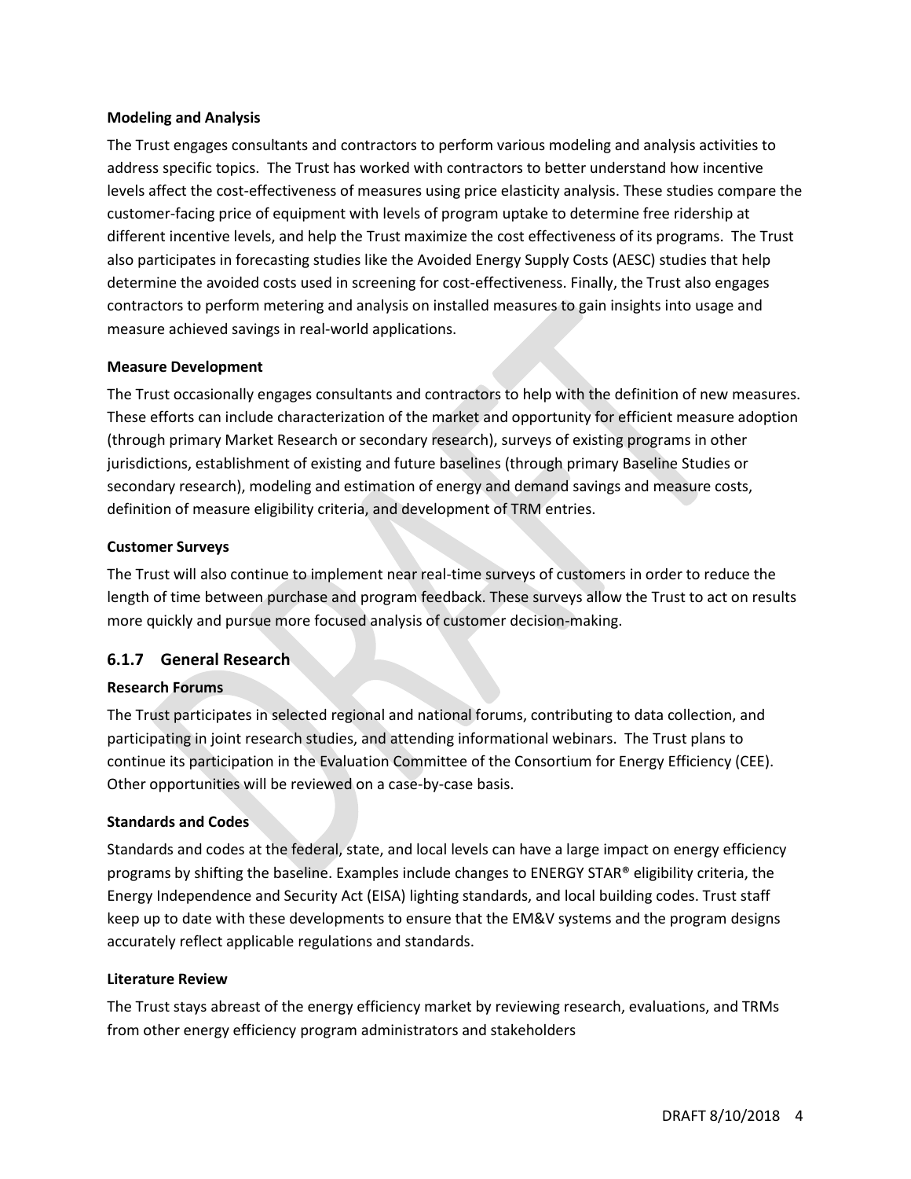**Modeling and Analysis**

The Trust engages consultants and contractors to perform various modeling and analysis activities to address specific topics. The Trust has worked with contractors to better understand how incentive levels affect the cost-effectiveness of measures using price elasticity analysis. These studies compare the customer-facing price of equipment with levels of program uptake to determine free ridership at different incentive levels, and help the Trust maximize the cost effectiveness of its programs. The Trust also participates in forecasting studies like the Avoided Energy Supply Costs (AESC) studies that help determine the avoided costs used in screening for cost-effectiveness. Finally, the Trust also engages contractors to perform metering and analysis on installed measures to gain insights into usage and measure achieved savings in real-world applications.

**Measure Development**

The Trust occasionally engages consultants and contractors to help with the definition of new measures. These efforts can include characterization of the market and opportunity for efficient measure adoption (through primary Market Research or secondary research), surveys of existing programs in other jurisdictions, establishment of existing and future baselines (through primary Baseline Studies or secondary research), modeling and estimation of energy and demand savings and measure costs, definition of measure eligibility criteria, and development of TRM entries.

**Customer Surveys**

The Trust will also continue to implement near real-time surveys of customers in order to reduce the length of time between purchase and program feedback. These surveys allow the Trust to act on results more quickly and pursue more focused analysis of customer decision-making.

### 6.1.7 General Research

**Research Forums**

The Trust participates in selected regional and national forums, contributing to data collection, and participating in joint research studies, and attending informational webinars. The Trust plans to continue its participation in the Evaluation Committee of the Consortium for Energy Efficiency (CEE). Other opportunities will be reviewed on a case-by-case basis.

**Standards and Codes**

Standards and codes at the federal, state, and local levels can have a large impact on energy efficiency programs by shifting the baseline. Examples include changes to ENERGY STAR® eligibility criteria, the Energy Independence and Security Act (EISA) lighting standards, and local building codes. Trust staff keep up to date with these developments to ensure that the EM&V systems and the program designs accurately reflect applicable regulations and standards.

**Literature Review**

The Trust stays abreast of the energy efficiency market by reviewing research, evaluations, and TRMs from other energy efficiency program administrators and stakeholders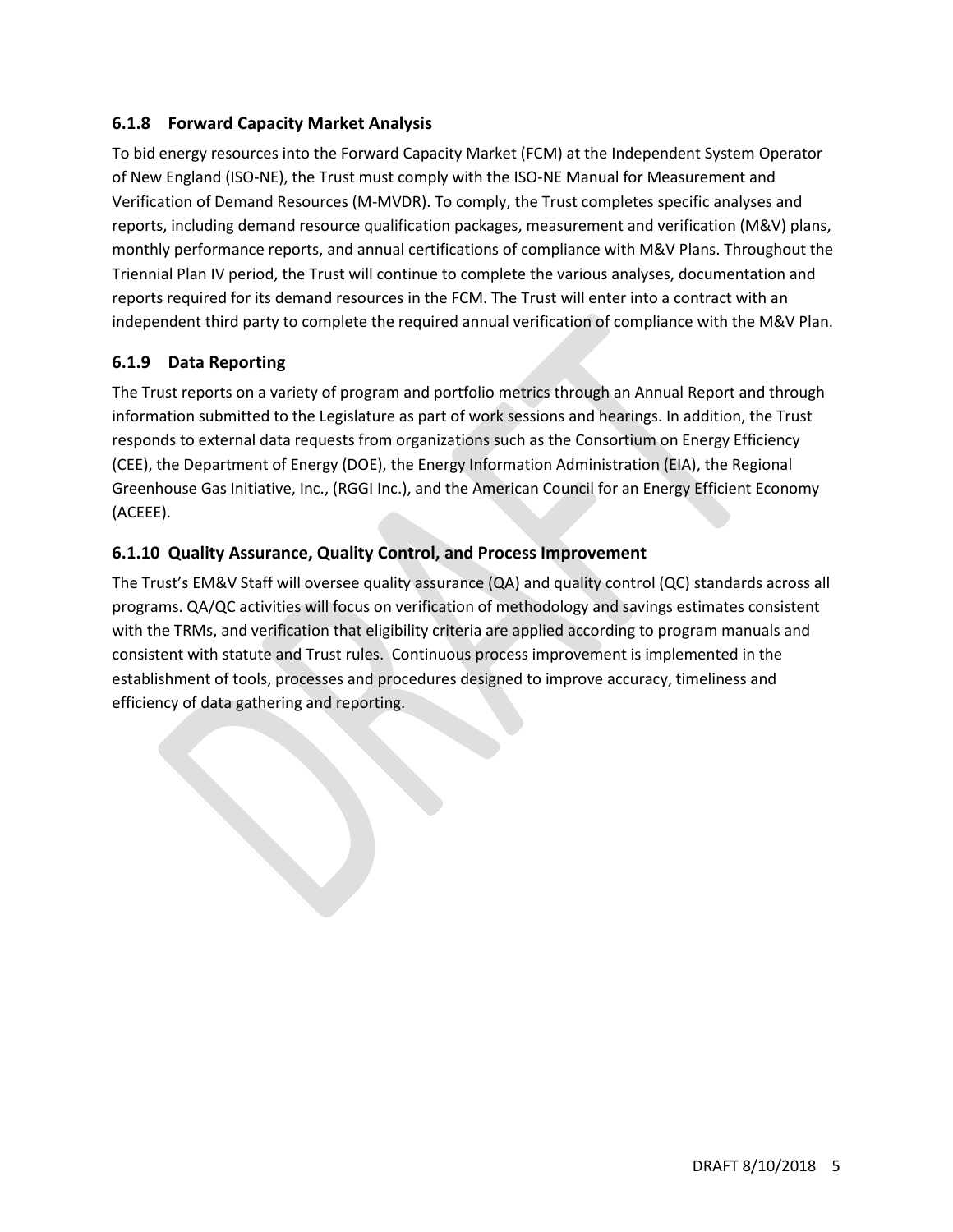### 6.1.8 Forward Capacity Market Analysis

To bid energy resources into the Forward Capacity Market (FCM) at the Independent System Operator of New England (ISO-NE), the Trust must comply with the ISO-NE Manual for Measurement and Verification of Demand Resources (M-MVDR). To comply, the Trust completes specific analyses and reports, including demand resource qualification packages, measurement and verification (M&V) plans, monthly performance reports, and annual certifications of compliance with M&V Plans. Throughout the Triennial Plan IV period, the Trust will continue to complete the various analyses, documentation and reports required for its demand resources in the FCM. The Trust will enter into a contract with an independent third party to complete the required annual verification of compliance with the M&V Plan.

### 6.1.9 Data Reporting

The Trust reports on a variety of program and portfolio metrics through an Annual Report and through information submitted to the Legislature as part of work sessions and hearings. In addition, the Trust responds to external data requests from organizations such as the Consortium on Energy Efficiency (CEE), the Department of Energy (DOE), the Energy Information Administration (EIA), the Regional Greenhouse Gas Initiative, Inc., (RGGI Inc.), and the American Council for an Energy Efficient Economy (ACEEE).

### 6.1.10 Quality Assurance, Quality Control, and Process Improvement

The Trust's EM&V Staff will oversee quality assurance (QA) and quality control (QC) standards across all programs. QA/QC activities will focus on verification of methodology and savings estimates consistent with the TRMs, and verification that eligibility criteria are applied according to program manuals and consistent with statute and Trust rules. Continuous process improvement is implemented in the establishment of tools, processes and procedures designed to improve accuracy, timeliness and efficiency of data gathering and reporting.